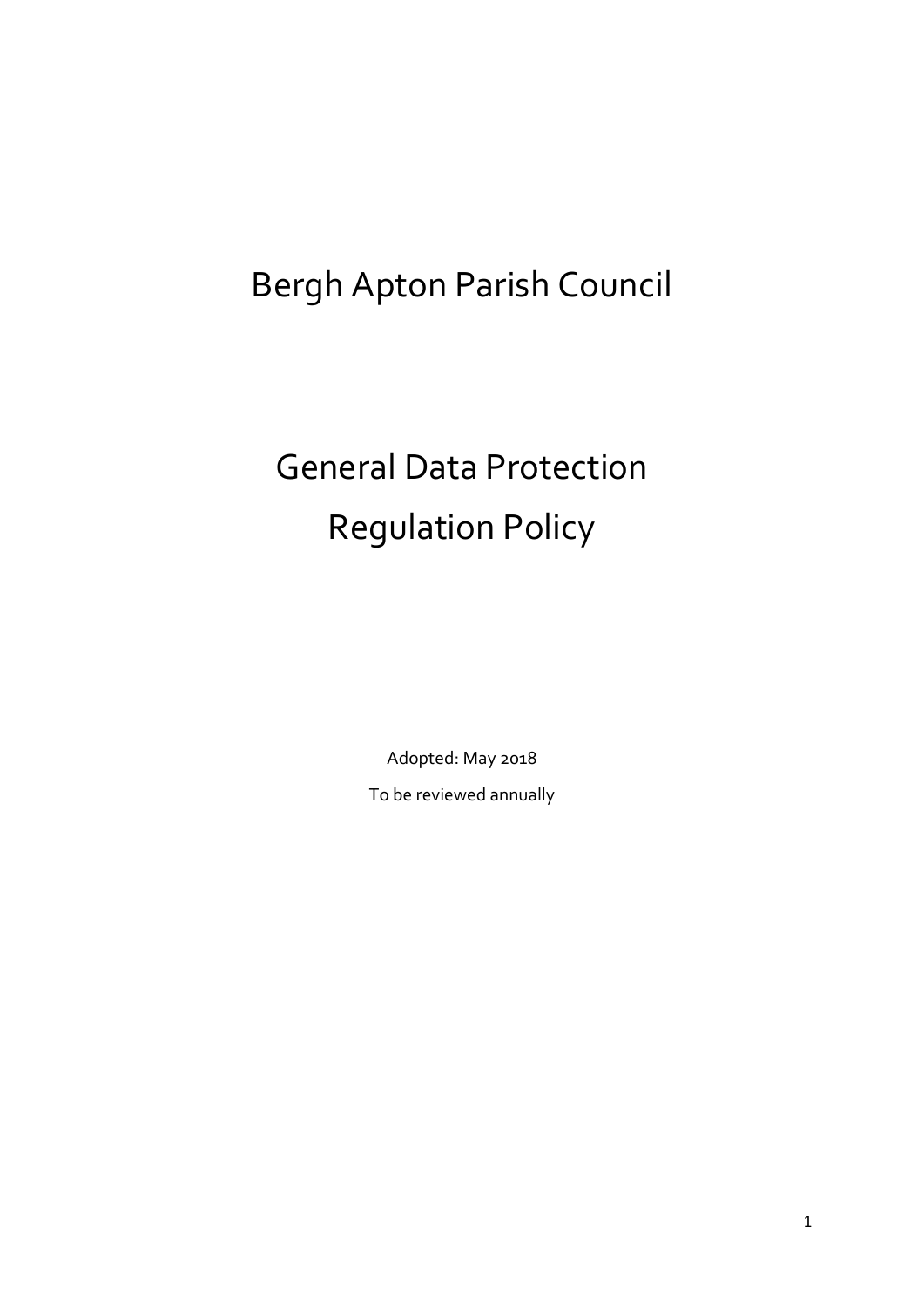# Bergh Apton Parish Council

# General Data Protection Regulation Policy

Adopted: May 2018

To be reviewed annually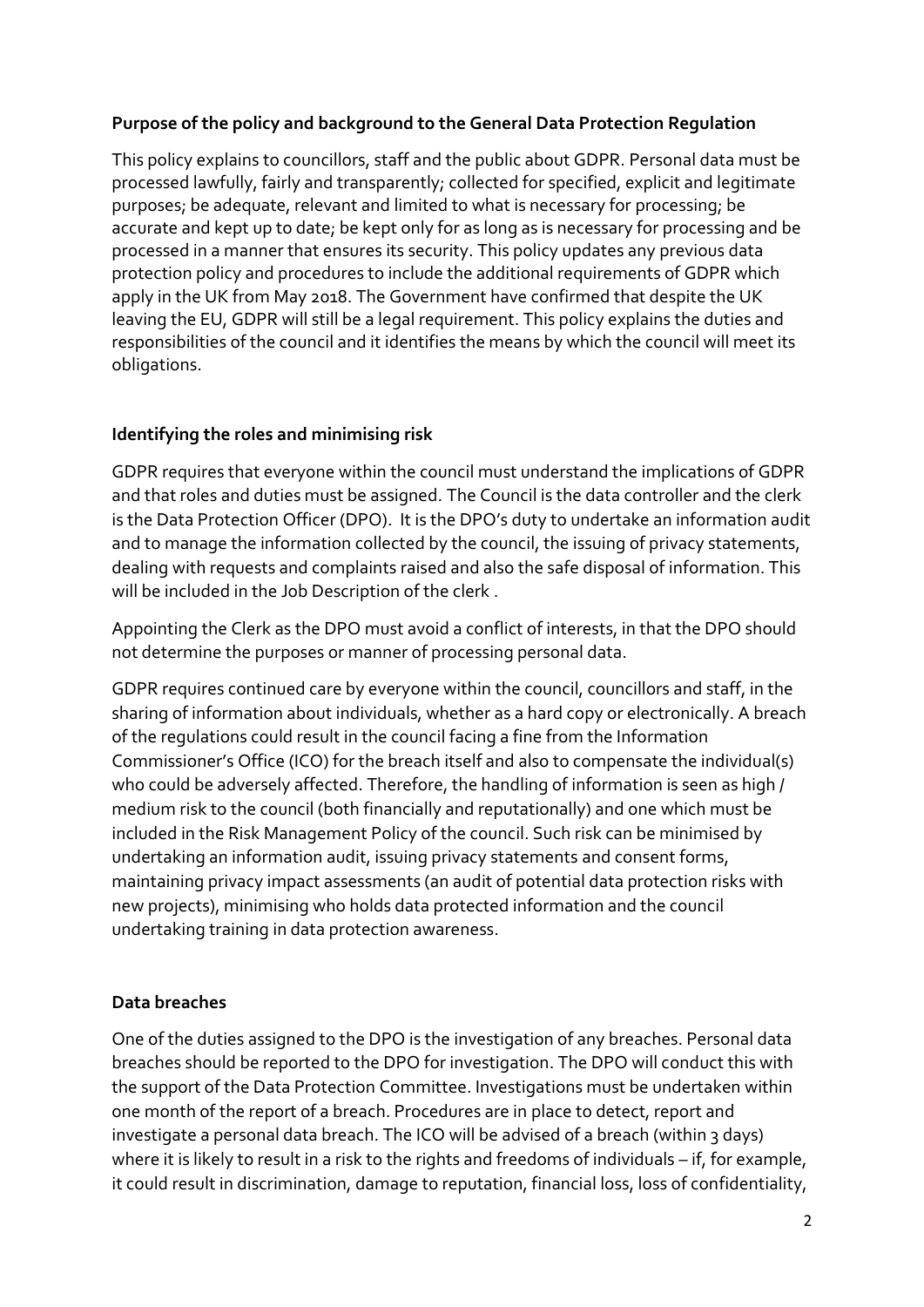**Purpose of the policy and background to the General Data Protection Regulation**

This policy explains to councillors, staff and the public about GDPR. Personal data must be processed lawfully, fairly and transparently; collected for specified, explicit and legitimate purposes; be adequate, relevant and limited to what is necessary for processing; be accurate and kept up to date; be kept only for as long as is necessary for processing and be processed in a manner that ensures its security. This policy updates any previous data protection policy and procedures to include the additional requirements of GDPR which apply in the UK from May 2018. The Government have confirmed that despite the UK leaving the EU, GDPR will still be a legal requirement. This policy explains the duties and responsibilities of the council and it identifies the means by which the council will meet its obligations.

**Identifying the roles and minimising risk**

GDPR requires that everyone within the council must understand the implications of GDPR and that roles and duties must be assigned. The Council is the data controller and the clerk is the Data Protection Officer (DPO). It is the DPO's duty to undertake an information audit and to manage the information collected by the council, the issuing of privacy statements, dealing with requests and complaints raised and also the safe disposal of information. This will be included in the Job Description of the clerk .

Appointing the Clerk as the DPO must avoid a conflict of interests, in that the DPO should not determine the purposes or manner of processing personal data.

GDPR requires continued care by everyone within the council, councillors and staff, in the sharing of information about individuals, whether as a hard copy or electronically. A breach of the regulations could result in the council facing a fine from the Information Commissioner's Office (ICO) for the breach itself and also to compensate the individual(s) who could be adversely affected. Therefore, the handling of information is seen as high / medium risk to the council (both financially and reputationally) and one which must be included in the Risk Management Policy of the council. Such risk can be minimised by undertaking an information audit, issuing privacy statements and consent forms, maintaining privacy impact assessments (an audit of potential data protection risks with new projects), minimising who holds data protected information and the council undertaking training in data protection awareness.

**Data breaches**

One of the duties assigned to the DPO is the investigation of any breaches. Personal data breaches should be reported to the DPO for investigation. The DPO will conduct this with the support of the Data Protection Committee. Investigations must be undertaken within one month of the report of a breach. Procedures are in place to detect, report and investigate a personal data breach. The ICO will be advised of a breach (within 3 days) where it is likely to result in a risk to the rights and freedoms of individuals – if, for example, it could result in discrimination, damage to reputation, financial loss, loss of confidentiality,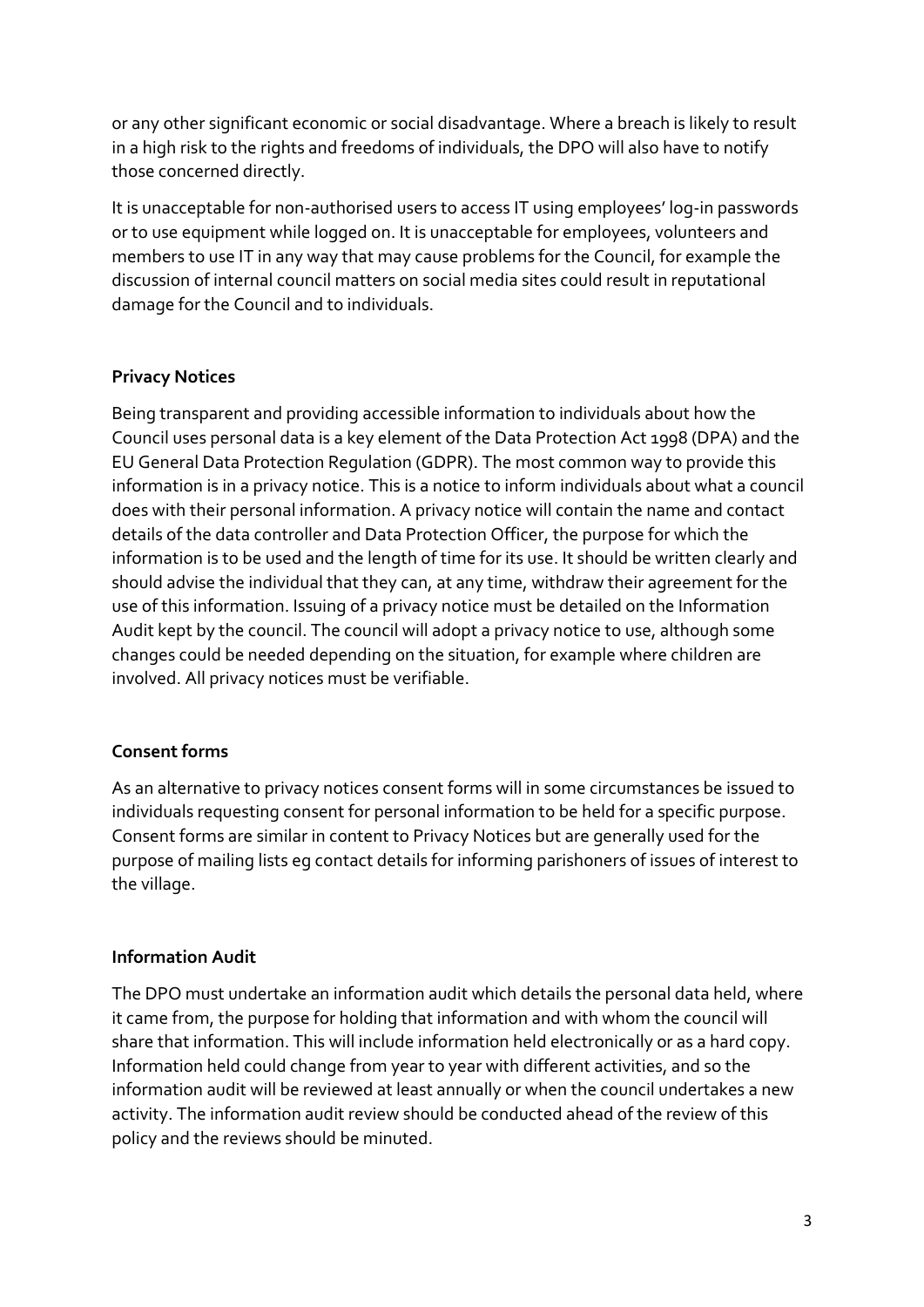or any other significant economic or social disadvantage. Where a breach is likely to result in a high risk to the rights and freedoms of individuals, the DPO will also have to notify those concerned directly.

It is unacceptable for non-authorised users to access IT using employees' log-in passwords or to use equipment while logged on. It is unacceptable for employees, volunteers and members to use IT in any way that may cause problems for the Council, for example the discussion of internal council matters on social media sites could result in reputational damage for the Council and to individuals.

**Privacy Notices**

Being transparent and providing accessible information to individuals about how the Council uses personal data is a key element of the Data Protection Act 1998 (DPA) and the EU General Data Protection Regulation (GDPR). The most common way to provide this information is in a privacy notice. This is a notice to inform individuals about what a council does with their personal information. A privacy notice will contain the name and contact details of the data controller and Data Protection Officer, the purpose for which the information is to be used and the length of time for its use. It should be written clearly and should advise the individual that they can, at any time, withdraw their agreement for the use of this information. Issuing of a privacy notice must be detailed on the Information Audit kept by the council. The council will adopt a privacy notice to use, although some changes could be needed depending on the situation, for example where children are involved. All privacy notices must be verifiable.

**Consent forms**

As an alternative to privacy notices consent forms will in some circumstances be issued to individuals requesting consent for personal information to be held for a specific purpose. Consent forms are similar in content to Privacy Notices but are generally used for the purpose of mailing lists eg contact details for informing parishoners of issues of interest to the village.

**Information Audit**

The DPO must undertake an information audit which details the personal data held, where it came from, the purpose for holding that information and with whom the council will share that information. This will include information held electronically or as a hard copy. Information held could change from year to year with different activities, and so the information audit will be reviewed at least annually or when the council undertakes a new activity. The information audit review should be conducted ahead of the review of this policy and the reviews should be minuted.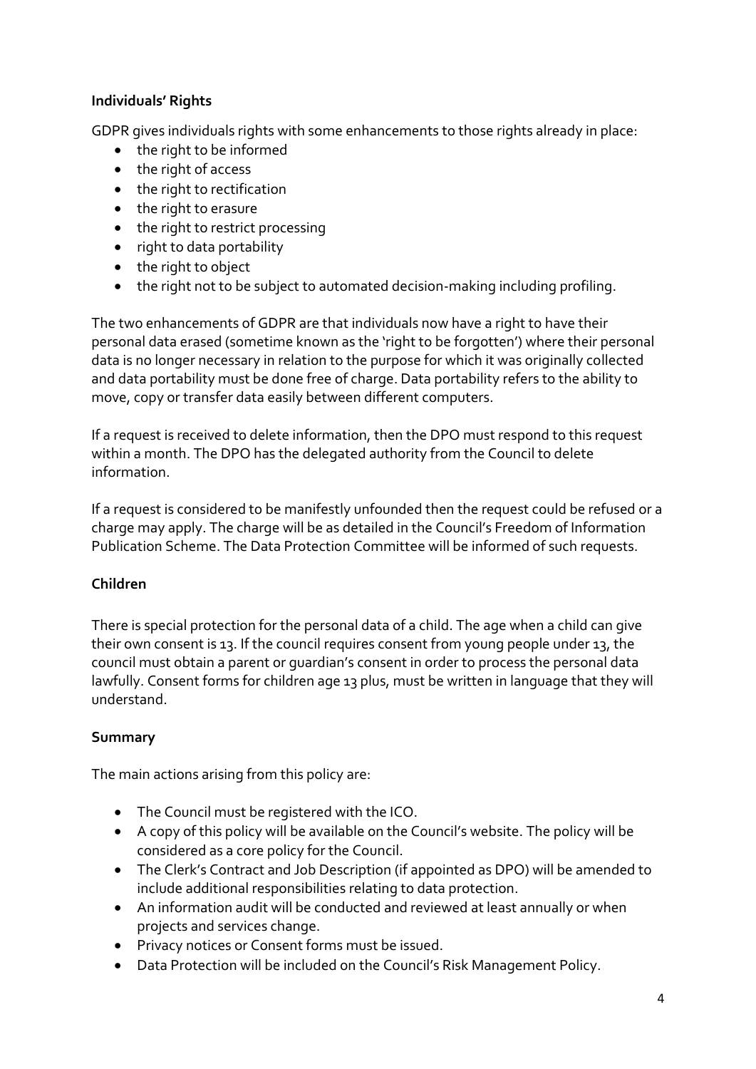**Individuals' Rights**

GDPR gives individuals rights with some enhancements to those rights already in place:

- the right to be informed
- the right of access
- the right to rectification
- the right to erasure
- the right to restrict processing
- right to data portability
- the right to object
- the right not to be subject to automated decision-making including profiling.

The two enhancements of GDPR are that individuals now have a right to have their personal data erased (sometime known as the 'right to be forgotten') where their personal data is no longer necessary in relation to the purpose for which it was originally collected and data portability must be done free of charge. Data portability refers to the ability to move, copy or transfer data easily between different computers.

If a request is received to delete information, then the DPO must respond to this request within a month. The DPO has the delegated authority from the Council to delete information.

If a request is considered to be manifestly unfounded then the request could be refused or a charge may apply. The charge will be as detailed in the Council's Freedom of Information Publication Scheme. The Data Protection Committee will be informed of such requests.

**Children**

There is special protection for the personal data of a child. The age when a child can give their own consent is 13. If the council requires consent from young people under 13, the council must obtain a parent or guardian's consent in order to process the personal data lawfully. Consent forms for children age 13 plus, must be written in language that they will understand.

**Summary**

The main actions arising from this policy are:

- The Council must be registered with the ICO.
- A copy of this policy will be available on the Council's website. The policy will be considered as a core policy for the Council.
- The Clerk's Contract and Job Description (if appointed as DPO) will be amended to include additional responsibilities relating to data protection.
- An information audit will be conducted and reviewed at least annually or when projects and services change.
- Privacy notices or Consent forms must be issued.
- Data Protection will be included on the Council's Risk Management Policy.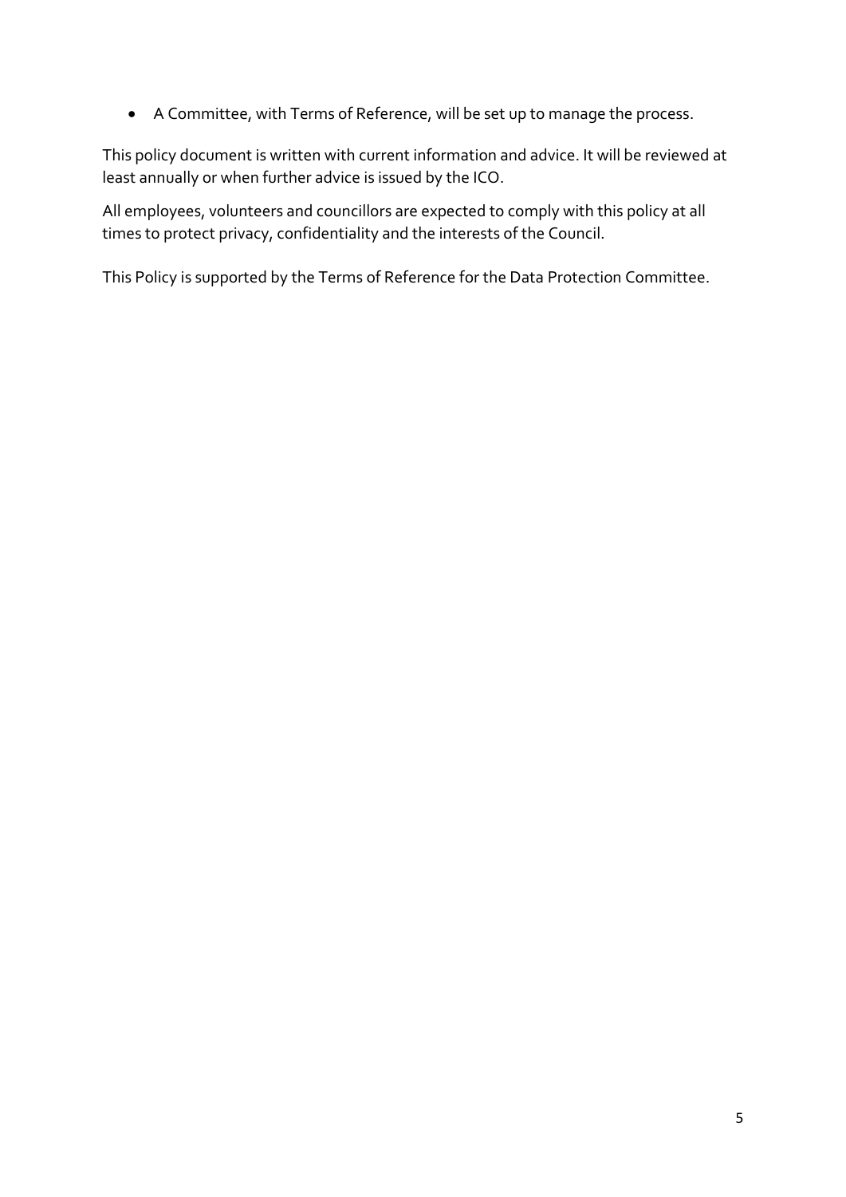- A Committee, with Terms of Reference, will be set up to manage the process.

This policy document is written with current information and advice. It will be reviewed at least annually or when further advice is issued by the ICO.

All employees, volunteers and councillors are expected to comply with this policy at all times to protect privacy, confidentiality and the interests of the Council.

This Policy is supported by the Terms of Reference for the Data Protection Committee.